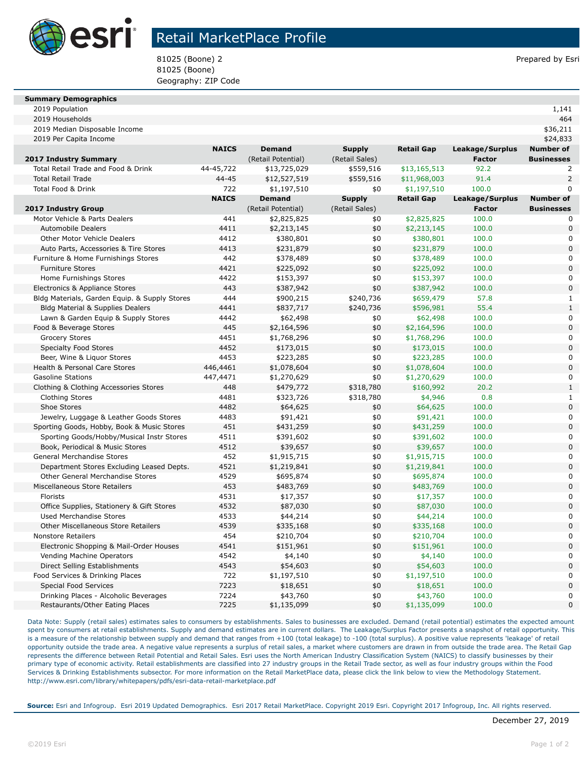# Retail MarketPlace Profile

81025 (Boone) 2
81025 (Boone)
Geography: ZIP Code

Prepared by Esri

| Summary Demographics | |
|---|---|
| 2019 Population | 1,141 |
| 2019 Households | 464 |
| 2019 Median Disposable Income | $36,211 |
| 2019 Per Capita Income | $24,833 |

| 2017 Industry Summary | NAICS | Demand (Retail Potential) | Supply (Retail Sales) | Retail Gap | Leakage/Surplus Factor | Number of Businesses |
|---|---|---|---|---|---|---|
| Total Retail Trade and Food & Drink | 44-45,722 | $13,725,029 | $559,516 | $13,165,513 | 92.2 | 2 |
| Total Retail Trade | 44-45 | $12,527,519 | $559,516 | $11,968,003 | 91.4 | 2 |
| Total Food & Drink | 722 | $1,197,510 | $0 | $1,197,510 | 100.0 | 0 |

| 2017 Industry Group | NAICS | Demand (Retail Potential) | Supply (Retail Sales) | Retail Gap | Leakage/Surplus Factor | Number of Businesses |
|---|---|---|---|---|---|---|
| Motor Vehicle & Parts Dealers | 441 | $2,825,825 | $0 | $2,825,825 | 100.0 | 0 |
| Automobile Dealers | 4411 | $2,213,145 | $0 | $2,213,145 | 100.0 | 0 |
| Other Motor Vehicle Dealers | 4412 | $380,801 | $0 | $380,801 | 100.0 | 0 |
| Auto Parts, Accessories & Tire Stores | 4413 | $231,879 | $0 | $231,879 | 100.0 | 0 |
| Furniture & Home Furnishings Stores | 442 | $378,489 | $0 | $378,489 | 100.0 | 0 |
| Furniture Stores | 4421 | $225,092 | $0 | $225,092 | 100.0 | 0 |
| Home Furnishings Stores | 4422 | $153,397 | $0 | $153,397 | 100.0 | 0 |
| Electronics & Appliance Stores | 443 | $387,942 | $0 | $387,942 | 100.0 | 0 |
| Bldg Materials, Garden Equip. & Supply Stores | 444 | $900,215 | $240,736 | $659,479 | 57.8 | 1 |
| Bldg Material & Supplies Dealers | 4441 | $837,717 | $240,736 | $596,981 | 55.4 | 1 |
| Lawn & Garden Equip & Supply Stores | 4442 | $62,498 | $0 | $62,498 | 100.0 | 0 |
| Food & Beverage Stores | 445 | $2,164,596 | $0 | $2,164,596 | 100.0 | 0 |
| Grocery Stores | 4451 | $1,768,296 | $0 | $1,768,296 | 100.0 | 0 |
| Specialty Food Stores | 4452 | $173,015 | $0 | $173,015 | 100.0 | 0 |
| Beer, Wine & Liquor Stores | 4453 | $223,285 | $0 | $223,285 | 100.0 | 0 |
| Health & Personal Care Stores | 446,4461 | $1,078,604 | $0 | $1,078,604 | 100.0 | 0 |
| Gasoline Stations | 447,4471 | $1,270,629 | $0 | $1,270,629 | 100.0 | 0 |
| Clothing & Clothing Accessories Stores | 448 | $479,772 | $318,780 | $160,992 | 20.2 | 1 |
| Clothing Stores | 4481 | $323,726 | $318,780 | $4,946 | 0.8 | 1 |
| Shoe Stores | 4482 | $64,625 | $0 | $64,625 | 100.0 | 0 |
| Jewelry, Luggage & Leather Goods Stores | 4483 | $91,421 | $0 | $91,421 | 100.0 | 0 |
| Sporting Goods, Hobby, Book & Music Stores | 451 | $431,259 | $0 | $431,259 | 100.0 | 0 |
| Sporting Goods/Hobby/Musical Instr Stores | 4511 | $391,602 | $0 | $391,602 | 100.0 | 0 |
| Book, Periodical & Music Stores | 4512 | $39,657 | $0 | $39,657 | 100.0 | 0 |
| General Merchandise Stores | 452 | $1,915,715 | $0 | $1,915,715 | 100.0 | 0 |
| Department Stores Excluding Leased Depts. | 4521 | $1,219,841 | $0 | $1,219,841 | 100.0 | 0 |
| Other General Merchandise Stores | 4529 | $695,874 | $0 | $695,874 | 100.0 | 0 |
| Miscellaneous Store Retailers | 453 | $483,769 | $0 | $483,769 | 100.0 | 0 |
| Florists | 4531 | $17,357 | $0 | $17,357 | 100.0 | 0 |
| Office Supplies, Stationery & Gift Stores | 4532 | $87,030 | $0 | $87,030 | 100.0 | 0 |
| Used Merchandise Stores | 4533 | $44,214 | $0 | $44,214 | 100.0 | 0 |
| Other Miscellaneous Store Retailers | 4539 | $335,168 | $0 | $335,168 | 100.0 | 0 |
| Nonstore Retailers | 454 | $210,704 | $0 | $210,704 | 100.0 | 0 |
| Electronic Shopping & Mail-Order Houses | 4541 | $151,961 | $0 | $151,961 | 100.0 | 0 |
| Vending Machine Operators | 4542 | $4,140 | $0 | $4,140 | 100.0 | 0 |
| Direct Selling Establishments | 4543 | $54,603 | $0 | $54,603 | 100.0 | 0 |
| Food Services & Drinking Places | 722 | $1,197,510 | $0 | $1,197,510 | 100.0 | 0 |
| Special Food Services | 7223 | $18,651 | $0 | $18,651 | 100.0 | 0 |
| Drinking Places - Alcoholic Beverages | 7224 | $43,760 | $0 | $43,760 | 100.0 | 0 |
| Restaurants/Other Eating Places | 7225 | $1,135,099 | $0 | $1,135,099 | 100.0 | 0 |

Data Note: Supply (retail sales) estimates sales to consumers by establishments. Sales to businesses are excluded. Demand (retail potential) estimates the expected amount spent by consumers at retail establishments. Supply and demand estimates are in current dollars. The Leakage/Surplus Factor presents a snapshot of retail opportunity. This is a measure of the relationship between supply and demand that ranges from +100 (total leakage) to -100 (total surplus). A positive value represents 'leakage' of retail opportunity outside the trade area. A negative value represents a surplus of retail sales, a market where customers are drawn in from outside the trade area. The Retail Gap represents the difference between Retail Potential and Retail Sales. Esri uses the North American Industry Classification System (NAICS) to classify businesses by their primary type of economic activity. Retail establishments are classified into 27 industry groups in the Retail Trade sector, as well as four industry groups within the Food Services & Drinking Establishments subsector. For more information on the Retail MarketPlace data, please click the link below to view the Methodology Statement.
http://www.esri.com/library/whitepapers/pdfs/esri-data-retail-marketplace.pdf

**Source:** Esri and Infogroup. Esri 2019 Updated Demographics. Esri 2017 Retail MarketPlace. Copyright 2019 Esri. Copyright 2017 Infogroup, Inc. All rights reserved.

December 27, 2019

©2019 Esri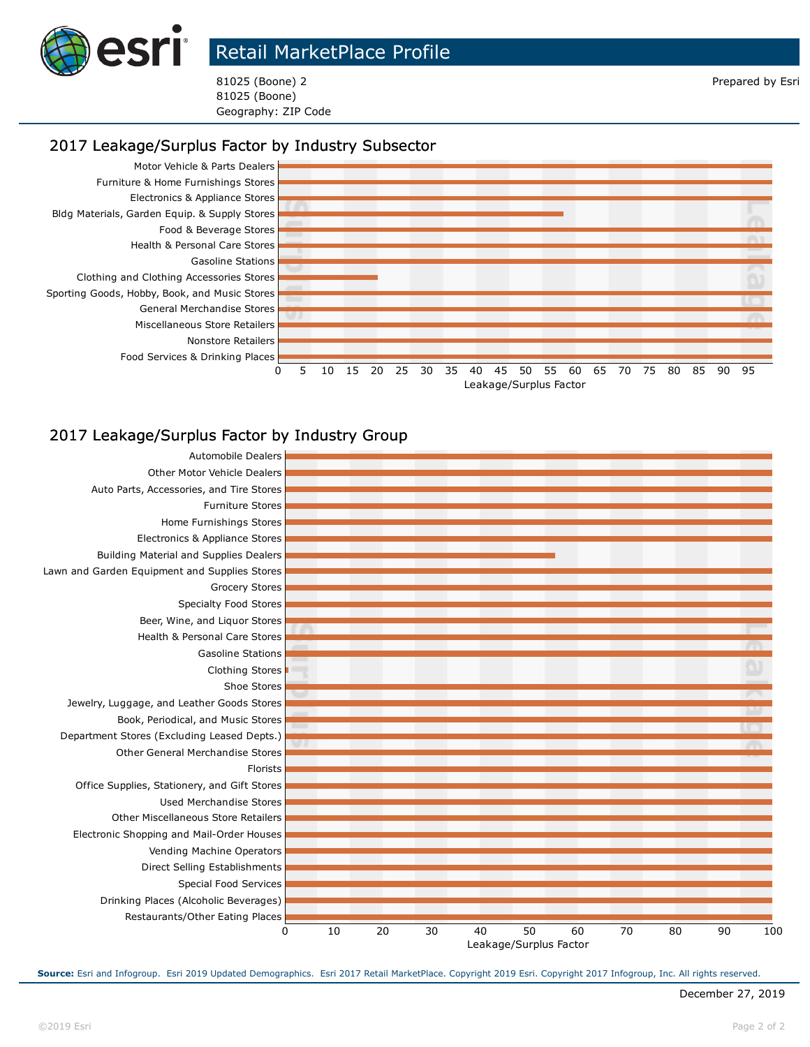# Retail MarketPlace Profile

81025 (Boone) 2
81025 (Boone)
Geography: ZIP Code

Prepared by Esri

## 2017 Leakage/Surplus Factor by Industry Subsector

Motor Vehicle & Parts Dealers
Furniture & Home Furnishings Stores
Electronics & Appliance Stores
Bldg Materials, Garden Equip. & Supply Stores
Food & Beverage Stores
Health & Personal Care Stores
Gasoline Stations
Clothing and Clothing Accessories Stores
Sporting Goods, Hobby, Book, and Music Stores
General Merchandise Stores
Miscellaneous Store Retailers
Nonstore Retailers
Food Services & Drinking Places

Surplus
Leakage

0 5 10 15 20 25 30 35 40 45 50 55 60 65 70 75 80 85 90 95

Leakage/Surplus Factor

## 2017 Leakage/Surplus Factor by Industry Group

Automobile Dealers
Other Motor Vehicle Dealers
Auto Parts, Accessories, and Tire Stores
Furniture Stores
Home Furnishings Stores
Electronics & Appliance Stores
Building Material and Supplies Dealers
Lawn and Garden Equipment and Supplies Stores
Grocery Stores
Specialty Food Stores
Beer, Wine, and Liquor Stores
Health & Personal Care Stores
Gasoline Stations
Clothing Stores
Shoe Stores
Jewelry, Luggage, and Leather Goods Stores
Book, Periodical, and Music Stores
Department Stores (Excluding Leased Depts.)
Other General Merchandise Stores
Florists
Office Supplies, Stationery, and Gift Stores
Used Merchandise Stores
Other Miscellaneous Store Retailers
Electronic Shopping and Mail-Order Houses
Vending Machine Operators
Direct Selling Establishments
Special Food Services
Drinking Places (Alcoholic Beverages)
Restaurants/Other Eating Places

Surplus
Leakage

0 10 20 30 40 50 60 70 80 90 100

Leakage/Surplus Factor

**Source:** Esri and Infogroup. Esri 2019 Updated Demographics. Esri 2017 Retail MarketPlace. Copyright 2019 Esri. Copyright 2017 Infogroup, Inc. All rights reserved.

December 27, 2019

©2019 Esri